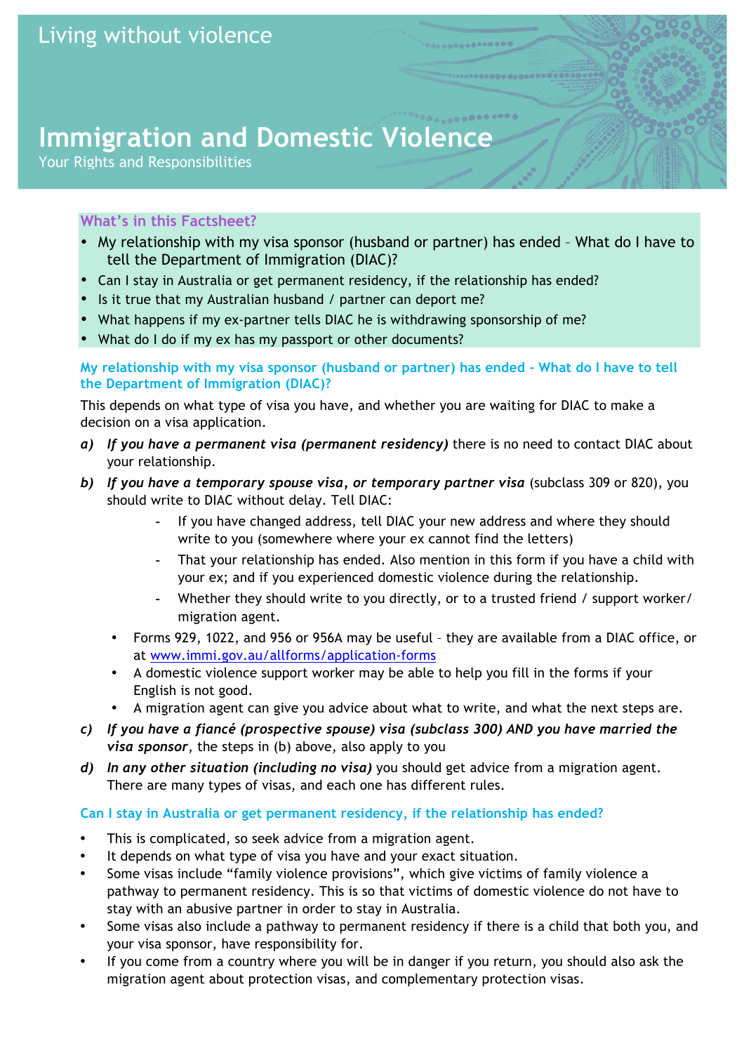# Living without violence

# Immigration and Domestic Violence

Your Rights and Responsibilities

### What's in this Factsheet?

- My relationship with my visa sponsor (husband or partner) has ended – What do I have to tell the Department of Immigration (DIAC)?
- Can I stay in Australia or get permanent residency, if the relationship has ended?
- Is it true that my Australian husband / partner can deport me?
- What happens if my ex-partner tells DIAC he is withdrawing sponsorship of me?
- What do I do if my ex has my passport or other documents?

### My relationship with my visa sponsor (husband or partner) has ended - What do I have to tell the Department of Immigration (DIAC)?

This depends on what type of visa you have, and whether you are waiting for DIAC to make a decision on a visa application.

**a)** ***If you have a permanent visa (permanent residency)*** there is no need to contact DIAC about your relationship.

**b)** ***If you have a temporary spouse visa, or temporary partner visa*** (subclass 309 or 820), you should write to DIAC without delay. Tell DIAC:

- If you have changed address, tell DIAC your new address and where they should write to you (somewhere where your ex cannot find the letters)
- That your relationship has ended. Also mention in this form if you have a child with your ex; and if you experienced domestic violence during the relationship.
- Whether they should write to you directly, or to a trusted friend / support worker/ migration agent.

- Forms 929, 1022, and 956 or 956A may be useful – they are available from a DIAC office, or at www.immi.gov.au/allforms/application-forms
- A domestic violence support worker may be able to help you fill in the forms if your English is not good.
- A migration agent can give you advice about what to write, and what the next steps are.

**c)** ***If you have a fiancé (prospective spouse) visa (subclass 300) AND you have married the visa sponsor***, the steps in (b) above, also apply to you

**d)** ***In any other situation (including no visa)*** you should get advice from a migration agent. There are many types of visas, and each one has different rules.

### Can I stay in Australia or get permanent residency, if the relationship has ended?

- This is complicated, so seek advice from a migration agent.
- It depends on what type of visa you have and your exact situation.
- Some visas include "family violence provisions", which give victims of family violence a pathway to permanent residency. This is so that victims of domestic violence do not have to stay with an abusive partner in order to stay in Australia.
- Some visas also include a pathway to permanent residency if there is a child that both you, and your visa sponsor, have responsibility for.
- If you come from a country where you will be in danger if you return, you should also ask the migration agent about protection visas, and complementary protection visas.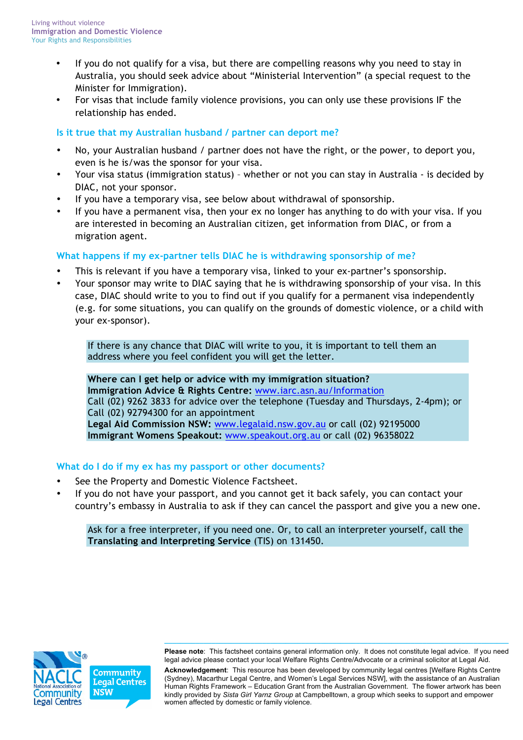- If you do not qualify for a visa, but there are compelling reasons why you need to stay in Australia, you should seek advice about "Ministerial Intervention" (a special request to the Minister for Immigration).
- For visas that include family violence provisions, you can only use these provisions IF the relationship has ended.

### Is it true that my Australian husband / partner can deport me?

- No, your Australian husband / partner does not have the right, or the power, to deport you, even is he is/was the sponsor for your visa.
- Your visa status (immigration status) – whether or not you can stay in Australia - is decided by DIAC, not your sponsor.
- If you have a temporary visa, see below about withdrawal of sponsorship.
- If you have a permanent visa, then your ex no longer has anything to do with your visa. If you are interested in becoming an Australian citizen, get information from DIAC, or from a migration agent.

### What happens if my ex-partner tells DIAC he is withdrawing sponsorship of me?

- This is relevant if you have a temporary visa, linked to your ex-partner's sponsorship.
- Your sponsor may write to DIAC saying that he is withdrawing sponsorship of your visa. In this case, DIAC should write to you to find out if you qualify for a permanent visa independently (e.g. for some situations, you can qualify on the grounds of domestic violence, or a child with your ex-sponsor).

If there is any chance that DIAC will write to you, it is important to tell them an address where you feel confident you will get the letter.

**Where can I get help or advice with my immigration situation?**
**Immigration Advice & Rights Centre:** www.iarc.asn.au/Information
Call (02) 9262 3833 for advice over the telephone (Tuesday and Thursdays, 2-4pm); or
Call (02) 92794300 for an appointment
**Legal Aid Commission NSW:** www.legalaid.nsw.gov.au or call (02) 92195000
**Immigrant Womens Speakout:** www.speakout.org.au or call (02) 96358022

### What do I do if my ex has my passport or other documents?

- See the Property and Domestic Violence Factsheet.
- If you do not have your passport, and you cannot get it back safely, you can contact your country's embassy in Australia to ask if they can cancel the passport and give you a new one.

Ask for a free interpreter, if you need one. Or, to call an interpreter yourself, call the **Translating and Interpreting Service** (TIS) on 131450.

**Please note**: This factsheet contains general information only. It does not constitute legal advice. If you need legal advice please contact your local Welfare Rights Centre/Advocate or a criminal solicitor at Legal Aid.

**Acknowledgement**: This resource has been developed by community legal centres [Welfare Rights Centre (Sydney), Macarthur Legal Centre, and Women's Legal Services NSW], with the assistance of an Australian Human Rights Framework – Education Grant from the Australian Government. The flower artwork has been kindly provided by *Sista Girl Yarnz Group* at Campbelltown, a group which seeks to support and empower women affected by domestic or family violence.